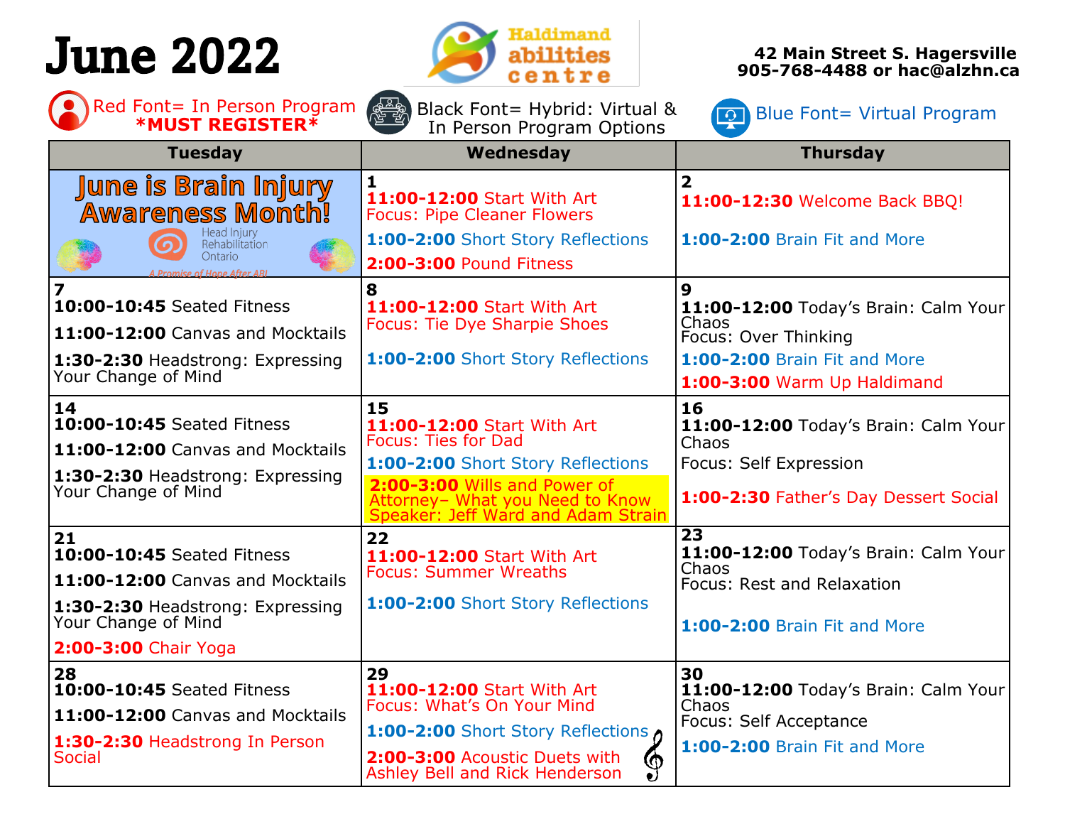# June 2022

**Haldimand abilities centre**

**42 Main Street S. Hagersville**
**905-768-4488 or hac@alzhn.ca**

Red Font= In Person Program **\*MUST REGISTER\***

Black Font= Hybrid: Virtual & In Person Program Options

Blue Font= Virtual Program

| Tuesday | Wednesday | Thursday |
|---|---|---|
| June is Brain Injury Awareness Month! Head Injury Rehabilitation Ontario — A Promise of Hope After ABI | **1**<br>**11:00-12:00** Start With Art<br>Focus: Pipe Cleaner Flowers<br>**1:00-2:00** Short Story Reflections<br>**2:00-3:00** Pound Fitness | **2**<br>**11:00-12:30** Welcome Back BBQ!<br>**1:00-2:00** Brain Fit and More |
| **7**<br>**10:00-10:45** Seated Fitness<br>**11:00-12:00** Canvas and Mocktails<br>**1:30-2:30** Headstrong: Expressing Your Change of Mind | **8**<br>**11:00-12:00** Start With Art<br>Focus: Tie Dye Sharpie Shoes<br>**1:00-2:00** Short Story Reflections | **9**<br>**11:00-12:00** Today's Brain: Calm Your Chaos<br>Focus: Over Thinking<br>**1:00-2:00** Brain Fit and More<br>**1:00-3:00** Warm Up Haldimand |
| **14**<br>**10:00-10:45** Seated Fitness<br>**11:00-12:00** Canvas and Mocktails<br>**1:30-2:30** Headstrong: Expressing Your Change of Mind | **15**<br>**11:00-12:00** Start With Art<br>Focus: Ties for Dad<br>**1:00-2:00** Short Story Reflections<br>**2:00-3:00** Wills and Power of Attorney– What you Need to Know Speaker: Jeff Ward and Adam Strain | **16**<br>**11:00-12:00** Today's Brain: Calm Your Chaos<br>Focus: Self Expression<br>**1:00-2:30** Father's Day Dessert Social |
| **21**<br>**10:00-10:45** Seated Fitness<br>**11:00-12:00** Canvas and Mocktails<br>**1:30-2:30** Headstrong: Expressing Your Change of Mind<br>**2:00-3:00** Chair Yoga | **22**<br>**11:00-12:00** Start With Art<br>Focus: Summer Wreaths<br>**1:00-2:00** Short Story Reflections | **23**<br>**11:00-12:00** Today's Brain: Calm Your Chaos<br>Focus: Rest and Relaxation<br>**1:00-2:00** Brain Fit and More |
| **28**<br>**10:00-10:45** Seated Fitness<br>**11:00-12:00** Canvas and Mocktails<br>**1:30-2:30** Headstrong In Person Social | **29**<br>**11:00-12:00** Start With Art<br>Focus: What's On Your Mind<br>**1:00-2:00** Short Story Reflections<br>**2:00-3:00** Acoustic Duets with Ashley Bell and Rick Henderson | **30**<br>**11:00-12:00** Today's Brain: Calm Your Chaos<br>Focus: Self Acceptance<br>**1:00-2:00** Brain Fit and More |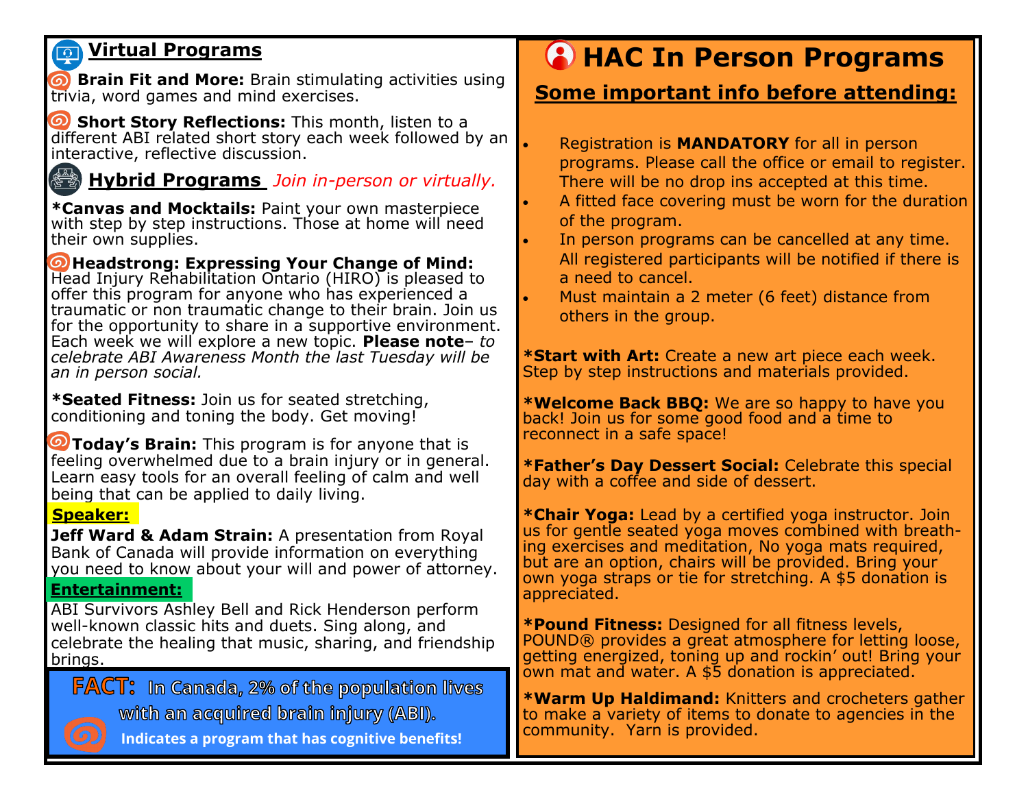## Virtual Programs

**Brain Fit and More:** Brain stimulating activities using trivia, word games and mind exercises.

**Short Story Reflections:** This month, listen to a different ABI related short story each week followed by an interactive, reflective discussion.

## Hybrid Programs *Join in-person or virtually.*

***Canvas and Mocktails:** Paint your own masterpiece with step by step instructions. Those at home will need their own supplies.

**Headstrong: Expressing Your Change of Mind:** Head Injury Rehabilitation Ontario (HIRO) is pleased to offer this program for anyone who has experienced a traumatic or non traumatic change to their brain. Join us for the opportunity to share in a supportive environment. Each week we will explore a new topic. **Please note**– *to celebrate ABI Awareness Month the last Tuesday will be an in person social.*

***Seated Fitness:** Join us for seated stretching, conditioning and toning the body. Get moving!

**Today's Brain:** This program is for anyone that is feeling overwhelmed due to a brain injury or in general. Learn easy tools for an overall feeling of calm and well being that can be applied to daily living.

**Speaker:**

**Jeff Ward & Adam Strain:** A presentation from Royal Bank of Canada will provide information on everything you need to know about your will and power of attorney.

**Entertainment:**

ABI Survivors Ashley Bell and Rick Henderson perform well-known classic hits and duets. Sing along, and celebrate the healing that music, sharing, and friendship brings.

**FACT:** In Canada, 2% of the population lives with an acquired brain injury (ABI).

Indicates a program that has cognitive benefits!

# HAC In Person Programs

## Some important info before attending:

- Registration is **MANDATORY** for all in person programs. Please call the office or email to register. There will be no drop ins accepted at this time.
- A fitted face covering must be worn for the duration of the program.
- In person programs can be cancelled at any time. All registered participants will be notified if there is a need to cancel.
- Must maintain a 2 meter (6 feet) distance from others in the group.

***Start with Art:** Create a new art piece each week. Step by step instructions and materials provided.

***Welcome Back BBQ:** We are so happy to have you back! Join us for some good food and a time to reconnect in a safe space!

***Father's Day Dessert Social:** Celebrate this special day with a coffee and side of dessert.

***Chair Yoga:** Lead by a certified yoga instructor. Join us for gentle seated yoga moves combined with breathing exercises and meditation, No yoga mats required, but are an option, chairs will be provided. Bring your own yoga straps or tie for stretching. A $5 donation is appreciated.

***Pound Fitness:** Designed for all fitness levels, POUND® provides a great atmosphere for letting loose, getting energized, toning up and rockin' out! Bring your own mat and water. A $5 donation is appreciated.

***Warm Up Haldimand:** Knitters and crocheters gather to make a variety of items to donate to agencies in the community. Yarn is provided.